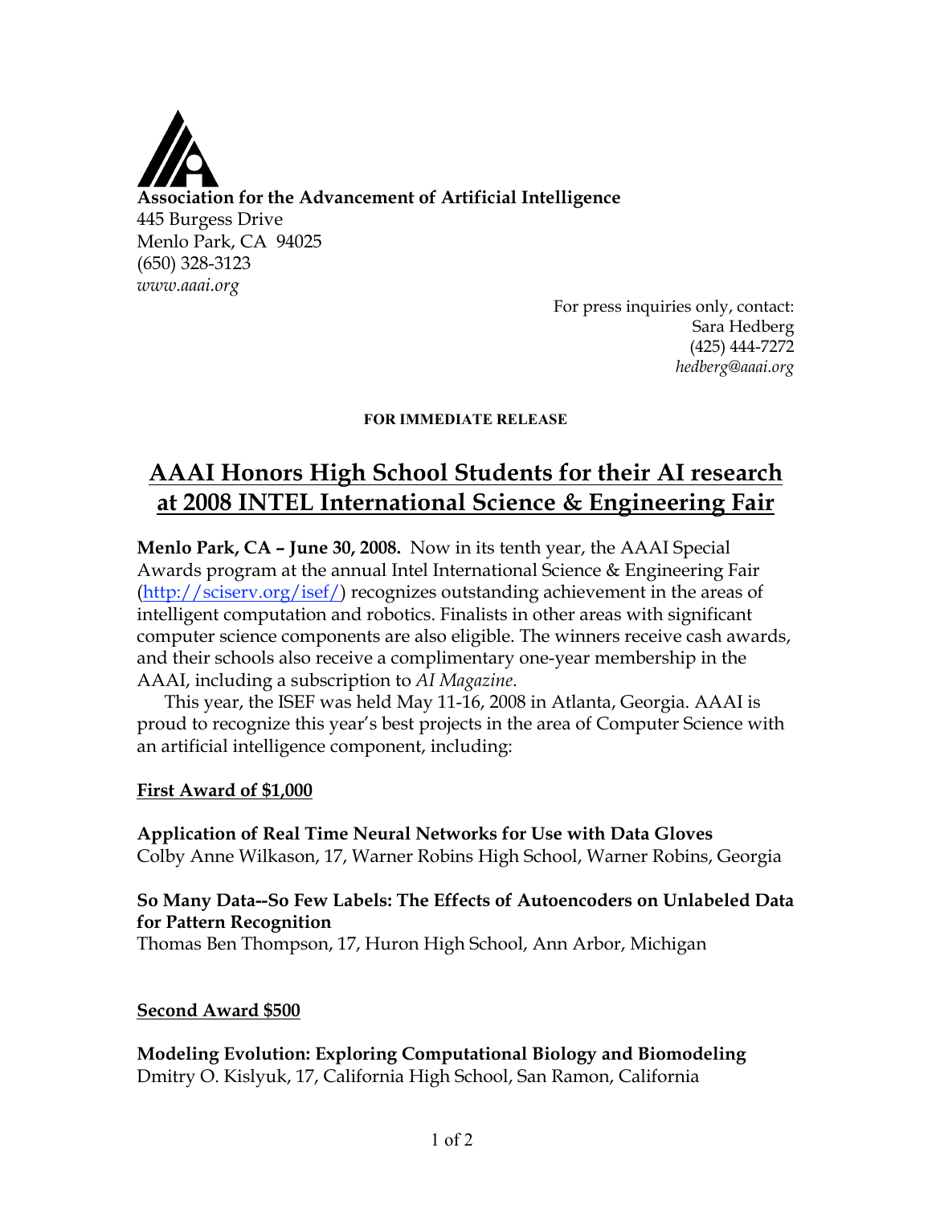**Association for the Advancement of Artificial Intelligence**
445 Burgess Drive
Menlo Park, CA 94025
(650) 328-3123
*www.aaai.org*

For press inquiries only, contact:
Sara Hedberg
(425) 444-7272
*hedberg@aaai.org*

**FOR IMMEDIATE RELEASE**

# AAAI Honors High School Students for their AI research at 2008 INTEL International Science & Engineering Fair

**Menlo Park, CA – June 30, 2008.** Now in its tenth year, the AAAI Special Awards program at the annual Intel International Science & Engineering Fair (http://sciserv.org/isef/) recognizes outstanding achievement in the areas of intelligent computation and robotics. Finalists in other areas with significant computer science components are also eligible. The winners receive cash awards, and their schools also receive a complimentary one-year membership in the AAAI, including a subscription to *AI Magazine*.

This year, the ISEF was held May 11-16, 2008 in Atlanta, Georgia. AAAI is proud to recognize this year's best projects in the area of Computer Science with an artificial intelligence component, including:

## First Award of $1,000

**Application of Real Time Neural Networks for Use with Data Gloves**
Colby Anne Wilkason, 17, Warner Robins High School, Warner Robins, Georgia

**So Many Data--So Few Labels: The Effects of Autoencoders on Unlabeled Data for Pattern Recognition**
Thomas Ben Thompson, 17, Huron High School, Ann Arbor, Michigan

## Second Award $500

**Modeling Evolution: Exploring Computational Biology and Biomodeling**
Dmitry O. Kislyuk, 17, California High School, San Ramon, California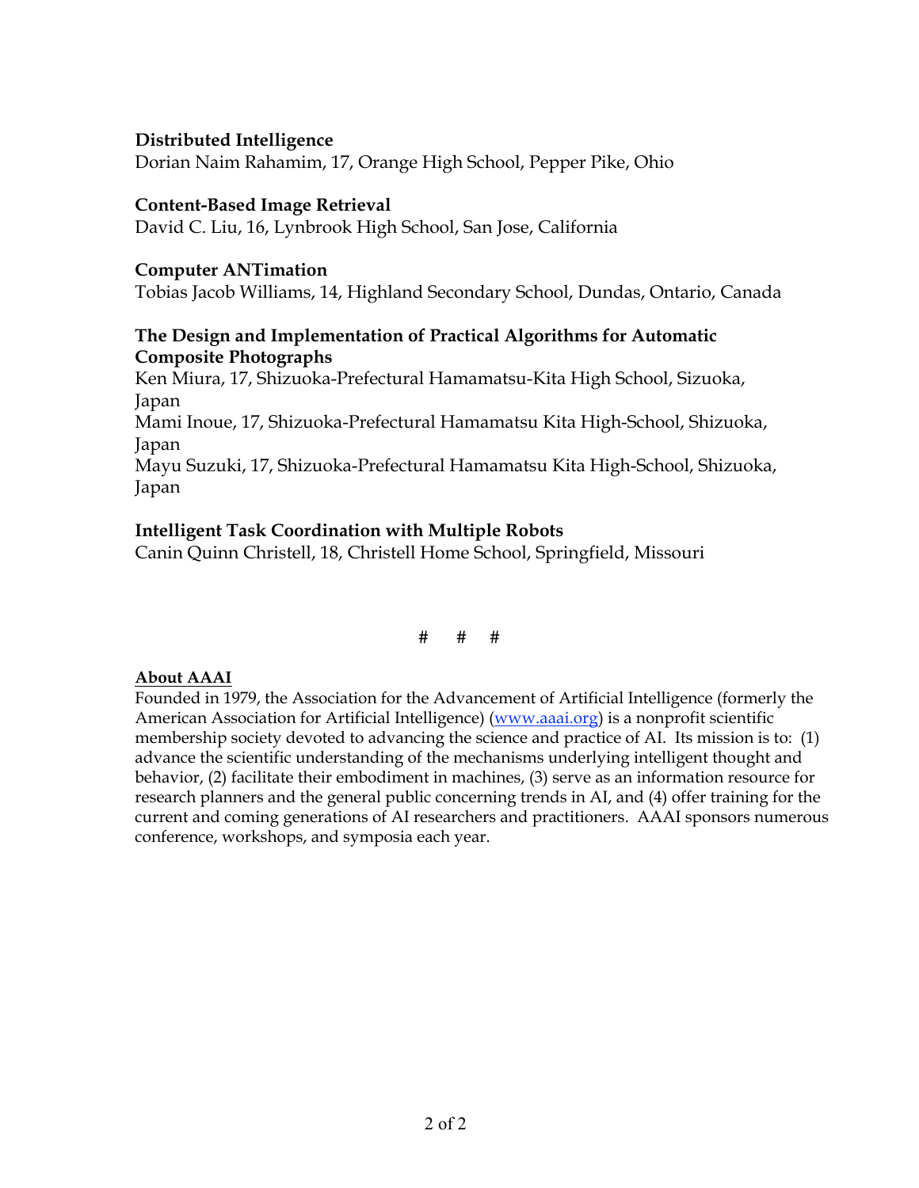**Distributed Intelligence**
Dorian Naim Rahamim, 17, Orange High School, Pepper Pike, Ohio

**Content-Based Image Retrieval**
David C. Liu, 16, Lynbrook High School, San Jose, California

**Computer ANTimation**
Tobias Jacob Williams, 14, Highland Secondary School, Dundas, Ontario, Canada

**The Design and Implementation of Practical Algorithms for Automatic Composite Photographs**
Ken Miura, 17, Shizuoka-Prefectural Hamamatsu-Kita High School, Sizuoka, Japan
Mami Inoue, 17, Shizuoka-Prefectural Hamamatsu Kita High-School, Shizuoka, Japan
Mayu Suzuki, 17, Shizuoka-Prefectural Hamamatsu Kita High-School, Shizuoka, Japan

**Intelligent Task Coordination with Multiple Robots**
Canin Quinn Christell, 18, Christell Home School, Springfield, Missouri

# # #

**About AAAI**

Founded in 1979, the Association for the Advancement of Artificial Intelligence (formerly the American Association for Artificial Intelligence) (www.aaai.org) is a nonprofit scientific membership society devoted to advancing the science and practice of AI. Its mission is to: (1) advance the scientific understanding of the mechanisms underlying intelligent thought and behavior, (2) facilitate their embodiment in machines, (3) serve as an information resource for research planners and the general public concerning trends in AI, and (4) offer training for the current and coming generations of AI researchers and practitioners. AAAI sponsors numerous conference, workshops, and symposia each year.